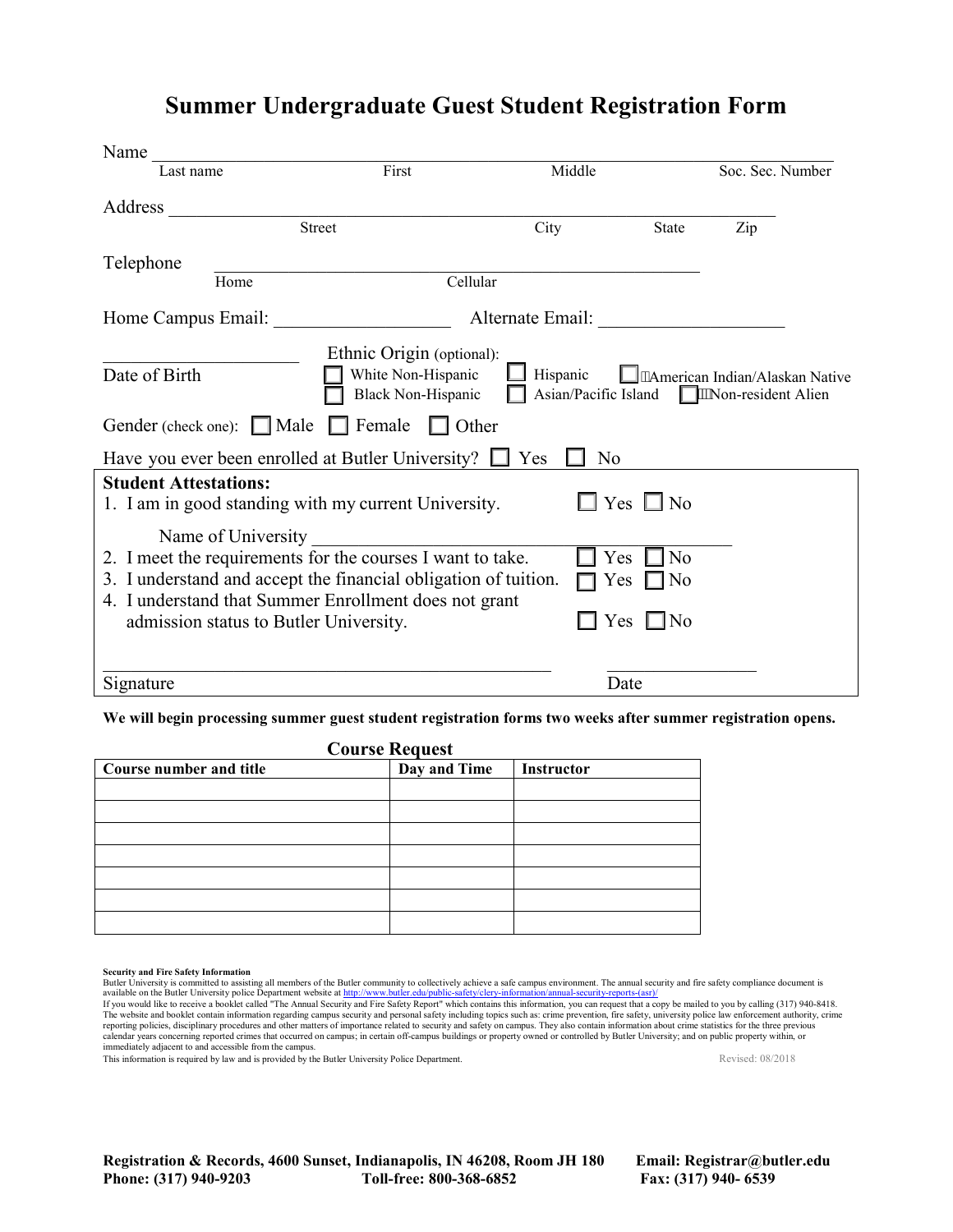# Summer Undergraduate Guest Student Registration Form

Name ______________________________________________________________
Last name First Middle Soc. Sec. Number

Address ____________________________________________________________
Street City State Zip

Telephone ___________________________________________________
Home Cellular

Home Campus Email: __________________ Alternate Email: ___________________

____________________
Date of Birth

Ethnic Origin (optional):
☐ White Non-Hispanic ☐ Hispanic ☐ American Indian/Alaskan Native
☐ Black Non-Hispanic ☐ Asian/Pacific Island ☐ Non-resident Alien

Gender (check one): ☐ Male ☐ Female ☐ Other

Have you ever been enrolled at Butler University? ☐ Yes ☐ No

**Student Attestations:**

1. I am in good standing with my current University. ☐ Yes ☐ No

   Name of University ______________________________________________

2. I meet the requirements for the courses I want to take. ☐ Yes ☐ No
3. I understand and accept the financial obligation of tuition. ☐ Yes ☐ No
4. I understand that Summer Enrollment does not grant admission status to Butler University. ☐ Yes ☐ No

_____________________________________________ _______________
Signature Date

**We will begin processing summer guest student registration forms two weeks after summer registration opens.**

**Course Request**

| Course number and title | Day and Time | Instructor |
|---|---|---|
| | | |
| | | |
| | | |
| | | |
| | | |
| | | |
| | | |

**Security and Fire Safety Information**

Butler University is committed to assisting all members of the Butler community to collectively achieve a safe campus environment. The annual security and fire safety compliance document is available on the Butler University police Department website at http://www.butler.edu/public-safety/clery-information/annual-security-reports-(asr)/

If you would like to receive a booklet called "The Annual Security and Fire Safety Report" which contains this information, you can request that a copy be mailed to you by calling (317) 940-8418. The website and booklet contain information regarding campus security and personal safety including topics such as: crime prevention, fire safety, university police law enforcement authority, crime reporting policies, disciplinary procedures and other matters of importance related to security and safety on campus. They also contain information about crime statistics for the three previous calendar years concerning reported crimes that occurred on campus; in certain off-campus buildings or property owned or controlled by Butler University; and on public property within, or immediately adjacent to and accessible from the campus.

This information is required by law and is provided by the Butler University Police Department.

Revised: 08/2018

**Registration & Records, 4600 Sunset, Indianapolis, IN 46208, Room JH 180** **Email: Registrar@butler.edu**
**Phone: (317) 940-9203** **Toll-free: 800-368-6852** **Fax: (317) 940- 6539**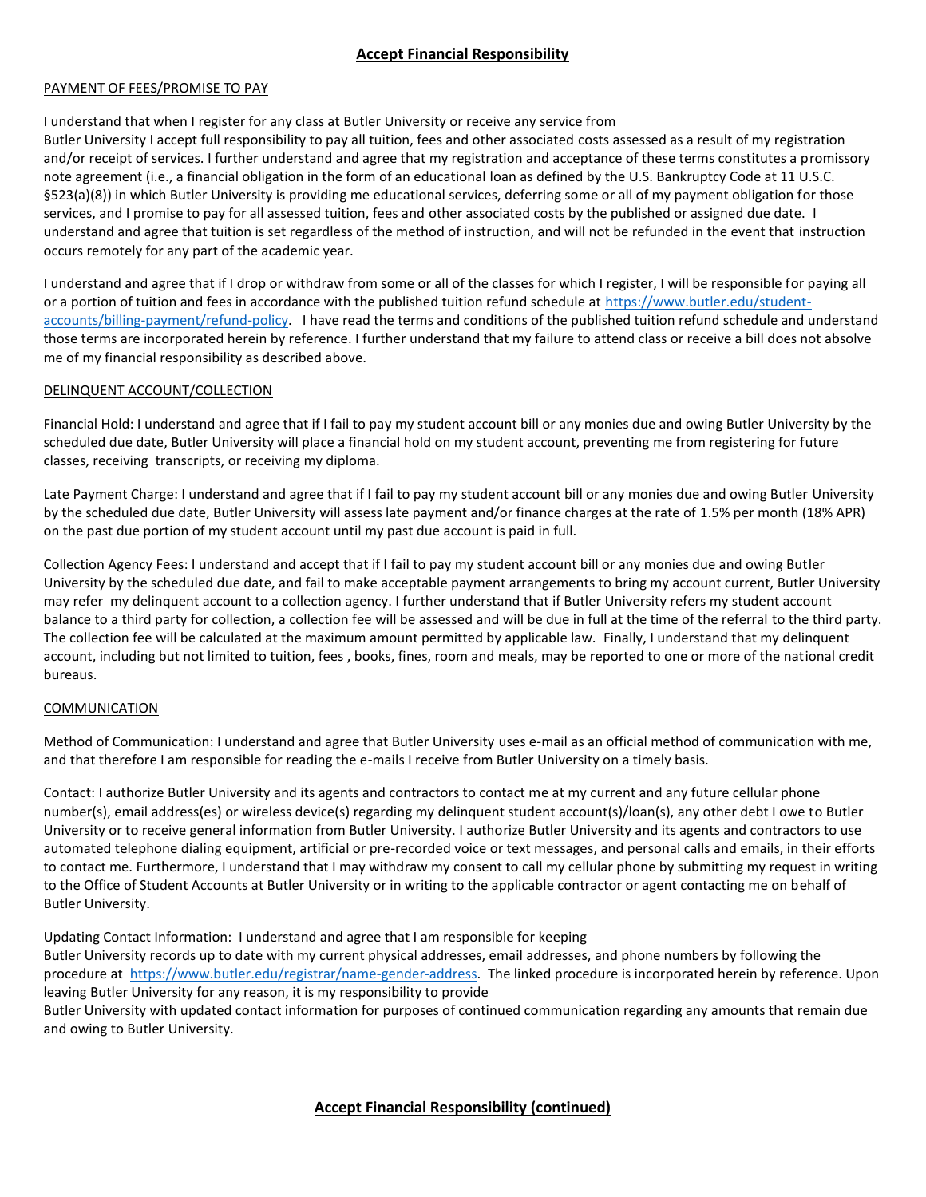## Accept Financial Responsibility

PAYMENT OF FEES/PROMISE TO PAY

I understand that when I register for any class at Butler University or receive any service from Butler University I accept full responsibility to pay all tuition, fees and other associated costs assessed as a result of my registration and/or receipt of services. I further understand and agree that my registration and acceptance of these terms constitutes a promissory note agreement (i.e., a financial obligation in the form of an educational loan as defined by the U.S. Bankruptcy Code at 11 U.S.C. §523(a)(8)) in which Butler University is providing me educational services, deferring some or all of my payment obligation for those services, and I promise to pay for all assessed tuition, fees and other associated costs by the published or assigned due date. I understand and agree that tuition is set regardless of the method of instruction, and will not be refunded in the event that instruction occurs remotely for any part of the academic year.

I understand and agree that if I drop or withdraw from some or all of the classes for which I register, I will be responsible for paying all or a portion of tuition and fees in accordance with the published tuition refund schedule at https://www.butler.edu/student-accounts/billing-payment/refund-policy. I have read the terms and conditions of the published tuition refund schedule and understand those terms are incorporated herein by reference. I further understand that my failure to attend class or receive a bill does not absolve me of my financial responsibility as described above.

DELINQUENT ACCOUNT/COLLECTION

Financial Hold: I understand and agree that if I fail to pay my student account bill or any monies due and owing Butler University by the scheduled due date, Butler University will place a financial hold on my student account, preventing me from registering for future classes, receiving transcripts, or receiving my diploma.

Late Payment Charge: I understand and agree that if I fail to pay my student account bill or any monies due and owing Butler University by the scheduled due date, Butler University will assess late payment and/or finance charges at the rate of 1.5% per month (18% APR) on the past due portion of my student account until my past due account is paid in full.

Collection Agency Fees: I understand and accept that if I fail to pay my student account bill or any monies due and owing Butler University by the scheduled due date, and fail to make acceptable payment arrangements to bring my account current, Butler University may refer my delinquent account to a collection agency. I further understand that if Butler University refers my student account balance to a third party for collection, a collection fee will be assessed and will be due in full at the time of the referral to the third party. The collection fee will be calculated at the maximum amount permitted by applicable law. Finally, I understand that my delinquent account, including but not limited to tuition, fees , books, fines, room and meals, may be reported to one or more of the national credit bureaus.

COMMUNICATION

Method of Communication: I understand and agree that Butler University uses e-mail as an official method of communication with me, and that therefore I am responsible for reading the e-mails I receive from Butler University on a timely basis.

Contact: I authorize Butler University and its agents and contractors to contact me at my current and any future cellular phone number(s), email address(es) or wireless device(s) regarding my delinquent student account(s)/loan(s), any other debt I owe to Butler University or to receive general information from Butler University. I authorize Butler University and its agents and contractors to use automated telephone dialing equipment, artificial or pre-recorded voice or text messages, and personal calls and emails, in their efforts to contact me. Furthermore, I understand that I may withdraw my consent to call my cellular phone by submitting my request in writing to the Office of Student Accounts at Butler University or in writing to the applicable contractor or agent contacting me on behalf of Butler University.

Updating Contact Information: I understand and agree that I am responsible for keeping Butler University records up to date with my current physical addresses, email addresses, and phone numbers by following the procedure at https://www.butler.edu/registrar/name-gender-address. The linked procedure is incorporated herein by reference. Upon leaving Butler University for any reason, it is my responsibility to provide Butler University with updated contact information for purposes of continued communication regarding any amounts that remain due and owing to Butler University.

## Accept Financial Responsibility (continued)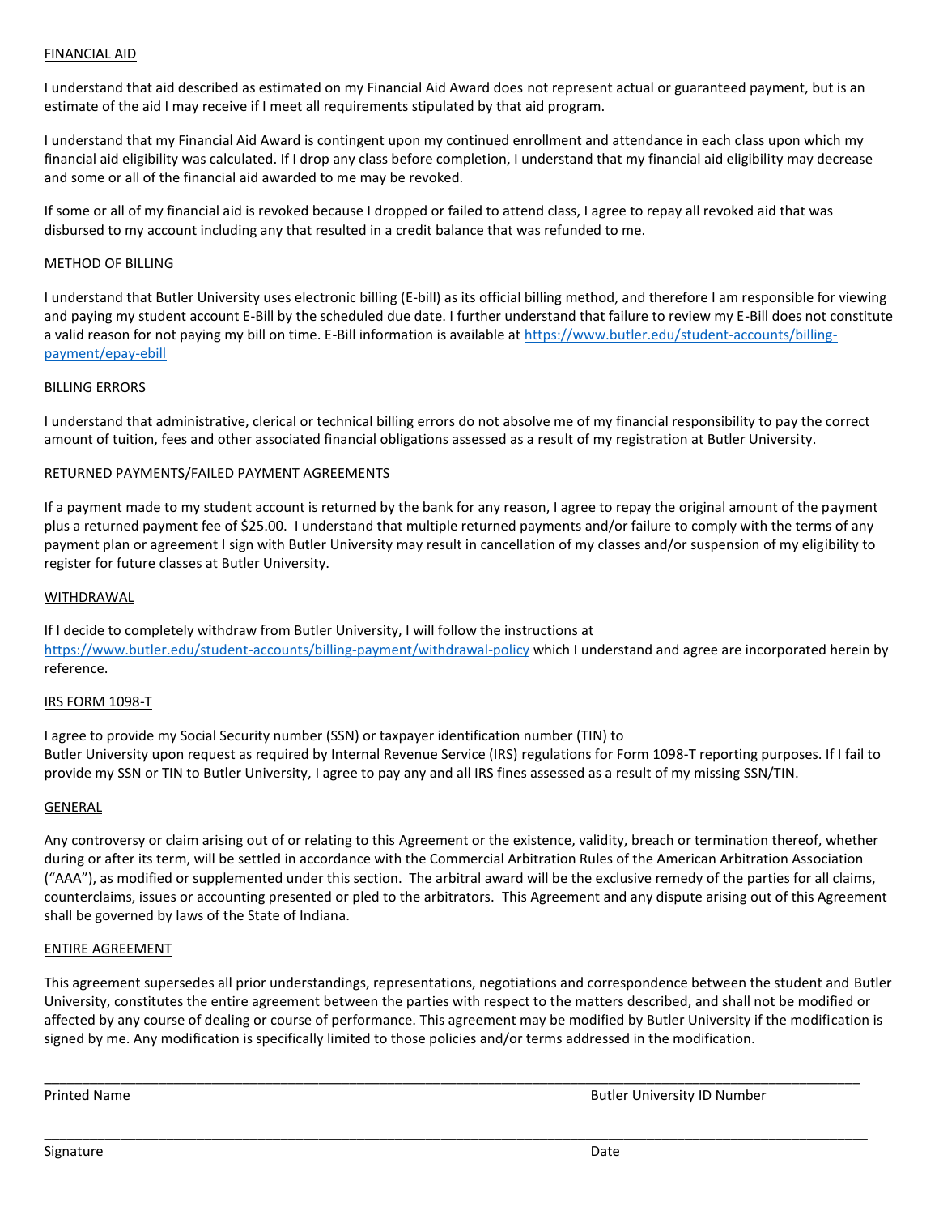## FINANCIAL AID

I understand that aid described as estimated on my Financial Aid Award does not represent actual or guaranteed payment, but is an estimate of the aid I may receive if I meet all requirements stipulated by that aid program.

I understand that my Financial Aid Award is contingent upon my continued enrollment and attendance in each class upon which my financial aid eligibility was calculated. If I drop any class before completion, I understand that my financial aid eligibility may decrease and some or all of the financial aid awarded to me may be revoked.

If some or all of my financial aid is revoked because I dropped or failed to attend class, I agree to repay all revoked aid that was disbursed to my account including any that resulted in a credit balance that was refunded to me.

## METHOD OF BILLING

I understand that Butler University uses electronic billing (E-bill) as its official billing method, and therefore I am responsible for viewing and paying my student account E-Bill by the scheduled due date. I further understand that failure to review my E-Bill does not constitute a valid reason for not paying my bill on time. E-Bill information is available at https://www.butler.edu/student-accounts/billing-payment/epay-ebill

## BILLING ERRORS

I understand that administrative, clerical or technical billing errors do not absolve me of my financial responsibility to pay the correct amount of tuition, fees and other associated financial obligations assessed as a result of my registration at Butler University.

## RETURNED PAYMENTS/FAILED PAYMENT AGREEMENTS

If a payment made to my student account is returned by the bank for any reason, I agree to repay the original amount of the payment plus a returned payment fee of $25.00. I understand that multiple returned payments and/or failure to comply with the terms of any payment plan or agreement I sign with Butler University may result in cancellation of my classes and/or suspension of my eligibility to register for future classes at Butler University.

## WITHDRAWAL

If I decide to completely withdraw from Butler University, I will follow the instructions at https://www.butler.edu/student-accounts/billing-payment/withdrawal-policy which I understand and agree are incorporated herein by reference.

## IRS FORM 1098-T

I agree to provide my Social Security number (SSN) or taxpayer identification number (TIN) to Butler University upon request as required by Internal Revenue Service (IRS) regulations for Form 1098-T reporting purposes. If I fail to provide my SSN or TIN to Butler University, I agree to pay any and all IRS fines assessed as a result of my missing SSN/TIN.

## GENERAL

Any controversy or claim arising out of or relating to this Agreement or the existence, validity, breach or termination thereof, whether during or after its term, will be settled in accordance with the Commercial Arbitration Rules of the American Arbitration Association ("AAA"), as modified or supplemented under this section. The arbitral award will be the exclusive remedy of the parties for all claims, counterclaims, issues or accounting presented or pled to the arbitrators. This Agreement and any dispute arising out of this Agreement shall be governed by laws of the State of Indiana.

## ENTIRE AGREEMENT

This agreement supersedes all prior understandings, representations, negotiations and correspondence between the student and Butler University, constitutes the entire agreement between the parties with respect to the matters described, and shall not be modified or affected by any course of dealing or course of performance. This agreement may be modified by Butler University if the modification is signed by me. Any modification is specifically limited to those policies and/or terms addressed in the modification.

_______________________________________________________________________________________________

Printed Name                                                                                    Butler University ID Number

_______________________________________________________________________________________________

Signature                                                                                       Date